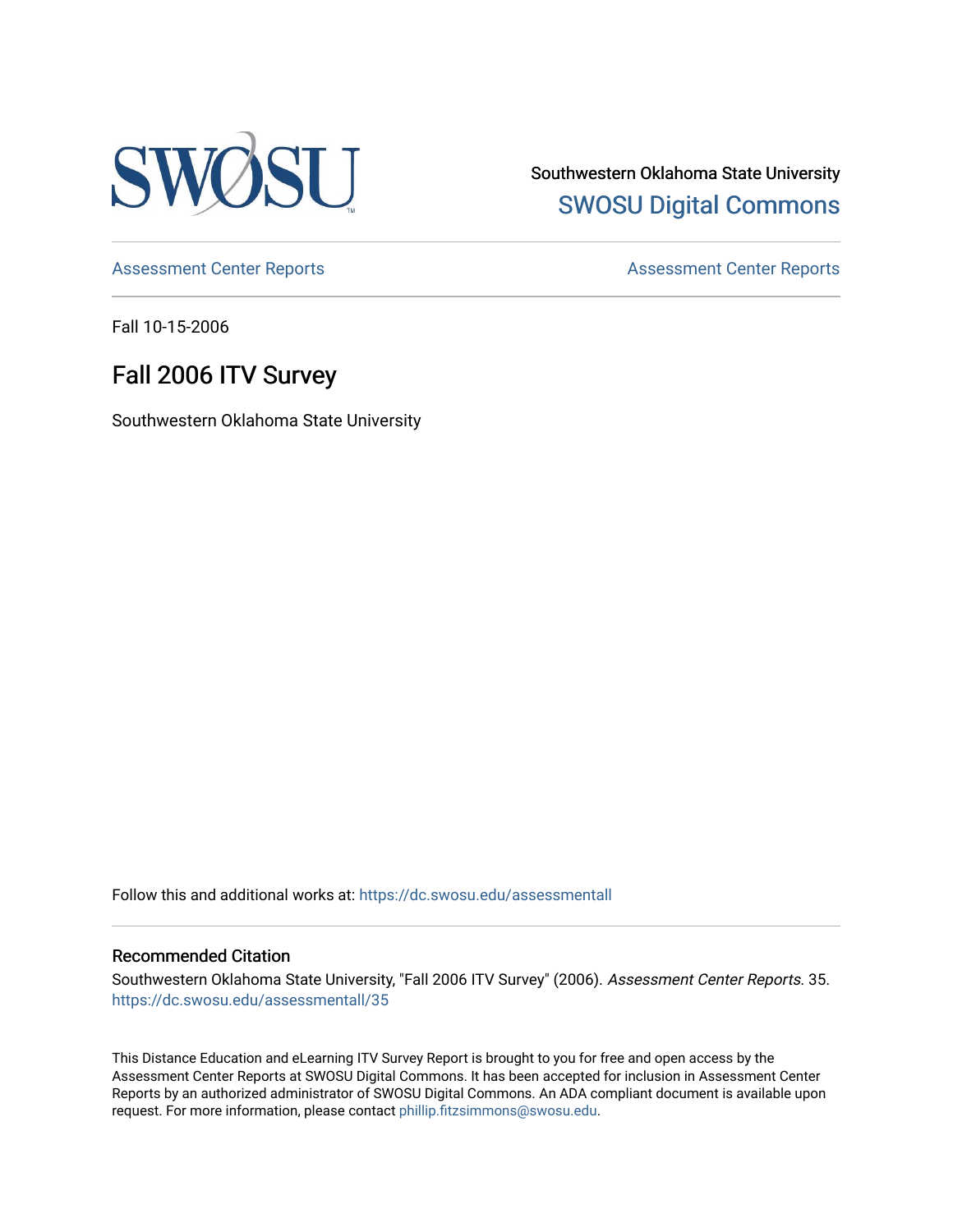Southwestern Oklahoma State University

SWOSU Digital Commons

Assessment Center Reports

Assessment Center Reports

Fall 10-15-2006

# Fall 2006 ITV Survey

Southwestern Oklahoma State University

Follow this and additional works at: https://dc.swosu.edu/assessmentall

### Recommended Citation

Southwestern Oklahoma State University, "Fall 2006 ITV Survey" (2006). *Assessment Center Reports*. 35. https://dc.swosu.edu/assessmentall/35

This Distance Education and eLearning ITV Survey Report is brought to you for free and open access by the Assessment Center Reports at SWOSU Digital Commons. It has been accepted for inclusion in Assessment Center Reports by an authorized administrator of SWOSU Digital Commons. An ADA compliant document is available upon request. For more information, please contact phillip.fitzsimmons@swosu.edu.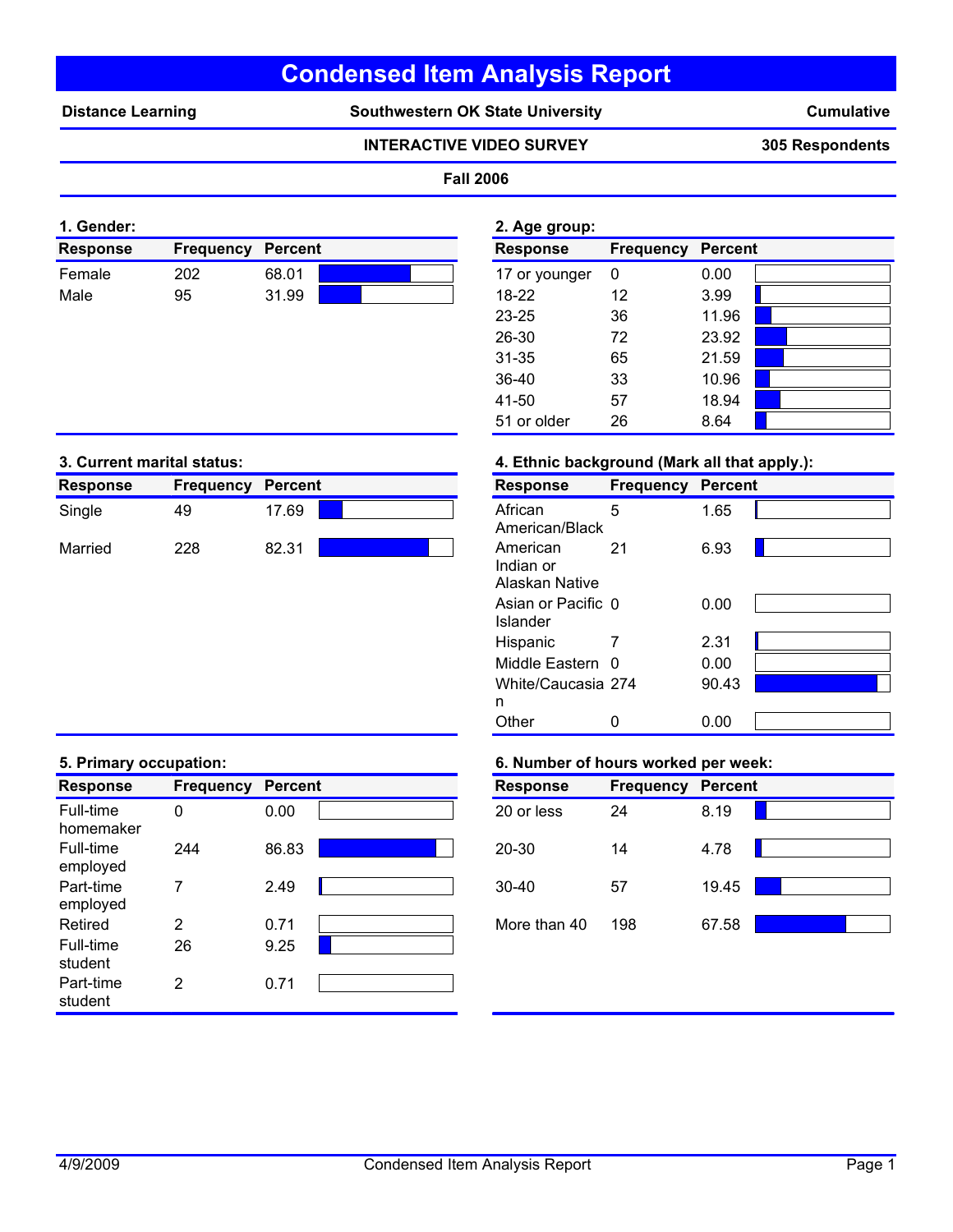# Condensed Item Analysis Report

**Distance Learning** | **Southwestern OK State University** | **Cumulative**

**INTERACTIVE VIDEO SURVEY** — **305 Respondents**

**Fall 2006**

### 1. Gender:

| Response | Frequency | Percent |
|---|---|---|
| Female | 202 | 68.01 |
| Male | 95 | 31.99 |

### 2. Age group:

| Response | Frequency | Percent |
|---|---|---|
| 17 or younger | 0 | 0.00 |
| 18-22 | 12 | 3.99 |
| 23-25 | 36 | 11.96 |
| 26-30 | 72 | 23.92 |
| 31-35 | 65 | 21.59 |
| 36-40 | 33 | 10.96 |
| 41-50 | 57 | 18.94 |
| 51 or older | 26 | 8.64 |

### 3. Current marital status:

| Response | Frequency | Percent |
|---|---|---|
| Single | 49 | 17.69 |
| Married | 228 | 82.31 |

### 4. Ethnic background (Mark all that apply.):

| Response | Frequency | Percent |
|---|---|---|
| African American/Black | 5 | 1.65 |
| American Indian or Alaskan Native | 21 | 6.93 |
| Asian or Pacific Islander | 0 | 0.00 |
| Hispanic | 7 | 2.31 |
| Middle Eastern | 0 | 0.00 |
| White/Caucasian | 274 | 90.43 |
| Other | 0 | 0.00 |

### 5. Primary occupation:

| Response | Frequency | Percent |
|---|---|---|
| Full-time homemaker | 0 | 0.00 |
| Full-time employed | 244 | 86.83 |
| Part-time employed | 7 | 2.49 |
| Retired | 2 | 0.71 |
| Full-time student | 26 | 9.25 |
| Part-time student | 2 | 0.71 |

### 6. Number of hours worked per week:

| Response | Frequency | Percent |
|---|---|---|
| 20 or less | 24 | 8.19 |
| 20-30 | 14 | 4.78 |
| 30-40 | 57 | 19.45 |
| More than 40 | 198 | 67.58 |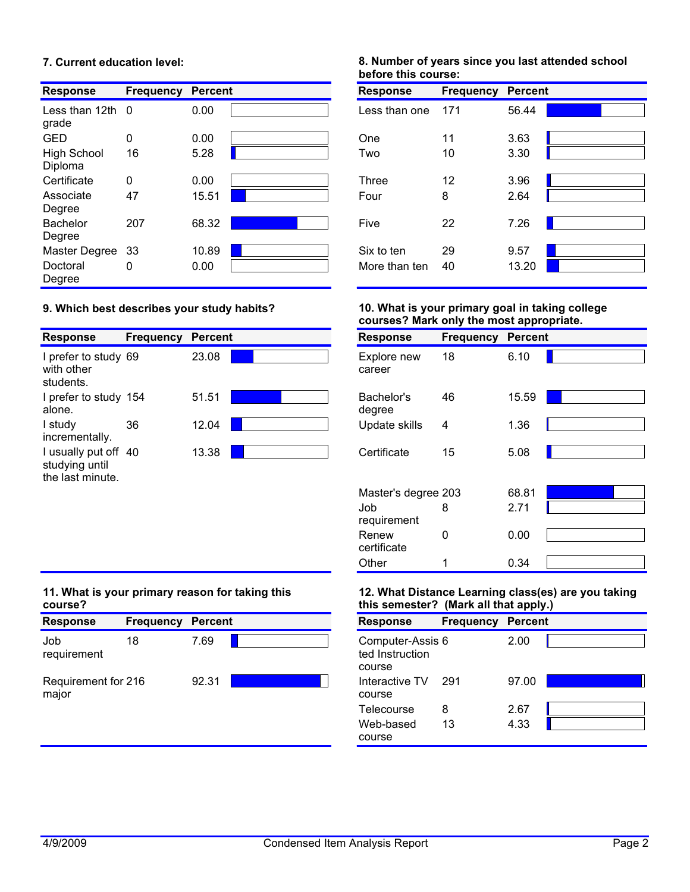### 7. Current education level:

| Response | Frequency | Percent |
| --- | --- | --- |
| Less than 12th grade | 0 | 0.00 |
| GED | 0 | 0.00 |
| High School Diploma | 16 | 5.28 |
| Certificate | 0 | 0.00 |
| Associate Degree | 47 | 15.51 |
| Bachelor Degree | 207 | 68.32 |
| Master Degree | 33 | 10.89 |
| Doctoral Degree | 0 | 0.00 |

### 8. Number of years since you last attended school before this course:

| Response | Frequency | Percent |
| --- | --- | --- |
| Less than one | 171 | 56.44 |
| One | 11 | 3.63 |
| Two | 10 | 3.30 |
| Three | 12 | 3.96 |
| Four | 8 | 2.64 |
| Five | 22 | 7.26 |
| Six to ten | 29 | 9.57 |
| More than ten | 40 | 13.20 |

### 9. Which best describes your study habits?

| Response | Frequency | Percent |
| --- | --- | --- |
| I prefer to study with other students. | 69 | 23.08 |
| I prefer to study alone. | 154 | 51.51 |
| I study incrementally. | 36 | 12.04 |
| I usually put off studying until the last minute. | 40 | 13.38 |

### 10. What is your primary goal in taking college courses? Mark only the most appropriate.

| Response | Frequency | Percent |
| --- | --- | --- |
| Explore new career | 18 | 6.10 |
| Bachelor's degree | 46 | 15.59 |
| Update skills | 4 | 1.36 |
| Certificate | 15 | 5.08 |
| Master's degree | 203 | 68.81 |
| Job requirement | 8 | 2.71 |
| Renew certificate | 0 | 0.00 |
| Other | 1 | 0.34 |

### 11. What is your primary reason for taking this course?

| Response | Frequency | Percent |
| --- | --- | --- |
| Job requirement | 18 | 7.69 |
| Requirement for major | 216 | 92.31 |

### 12. What Distance Learning class(es) are you taking this semester? (Mark all that apply.)

| Response | Frequency | Percent |
| --- | --- | --- |
| Computer-Assisted Instruction course | 6 | 2.00 |
| Interactive TV course | 291 | 97.00 |
| Telecourse | 8 | 2.67 |
| Web-based course | 13 | 4.33 |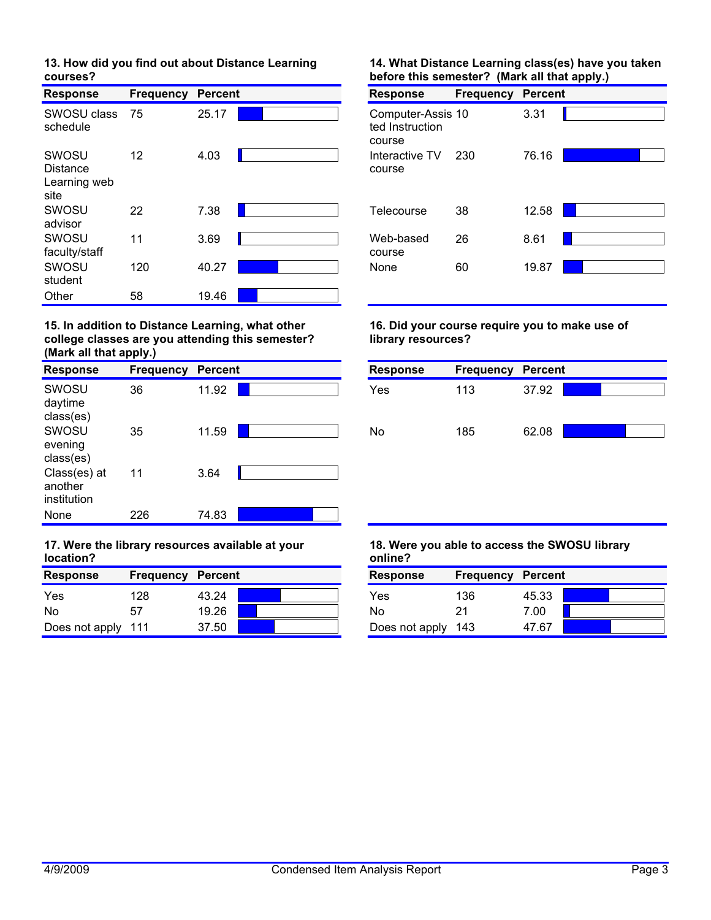### 13. How did you find out about Distance Learning courses?

| Response | Frequency | Percent |
|---|---|---|
| SWOSU class schedule | 75 | 25.17 |
| SWOSU Distance Learning web site | 12 | 4.03 |
| SWOSU advisor | 22 | 7.38 |
| SWOSU faculty/staff | 11 | 3.69 |
| SWOSU student | 120 | 40.27 |
| Other | 58 | 19.46 |

### 14. What Distance Learning class(es) have you taken before this semester? (Mark all that apply.)

| Response | Frequency | Percent |
|---|---|---|
| Computer-Assisted Instruction course | 10 | 3.31 |
| Interactive TV course | 230 | 76.16 |
| Telecourse | 38 | 12.58 |
| Web-based course | 26 | 8.61 |
| None | 60 | 19.87 |

### 15. In addition to Distance Learning, what other college classes are you attending this semester? (Mark all that apply.)

| Response | Frequency | Percent |
|---|---|---|
| SWOSU daytime class(es) | 36 | 11.92 |
| SWOSU evening class(es) | 35 | 11.59 |
| Class(es) at another institution | 11 | 3.64 |
| None | 226 | 74.83 |

### 16. Did your course require you to make use of library resources?

| Response | Frequency | Percent |
|---|---|---|
| Yes | 113 | 37.92 |
| No | 185 | 62.08 |

### 17. Were the library resources available at your location?

| Response | Frequency | Percent |
|---|---|---|
| Yes | 128 | 43.24 |
| No | 57 | 19.26 |
| Does not apply | 111 | 37.50 |

### 18. Were you able to access the SWOSU library online?

| Response | Frequency | Percent |
|---|---|---|
| Yes | 136 | 45.33 |
| No | 21 | 7.00 |
| Does not apply | 143 | 47.67 |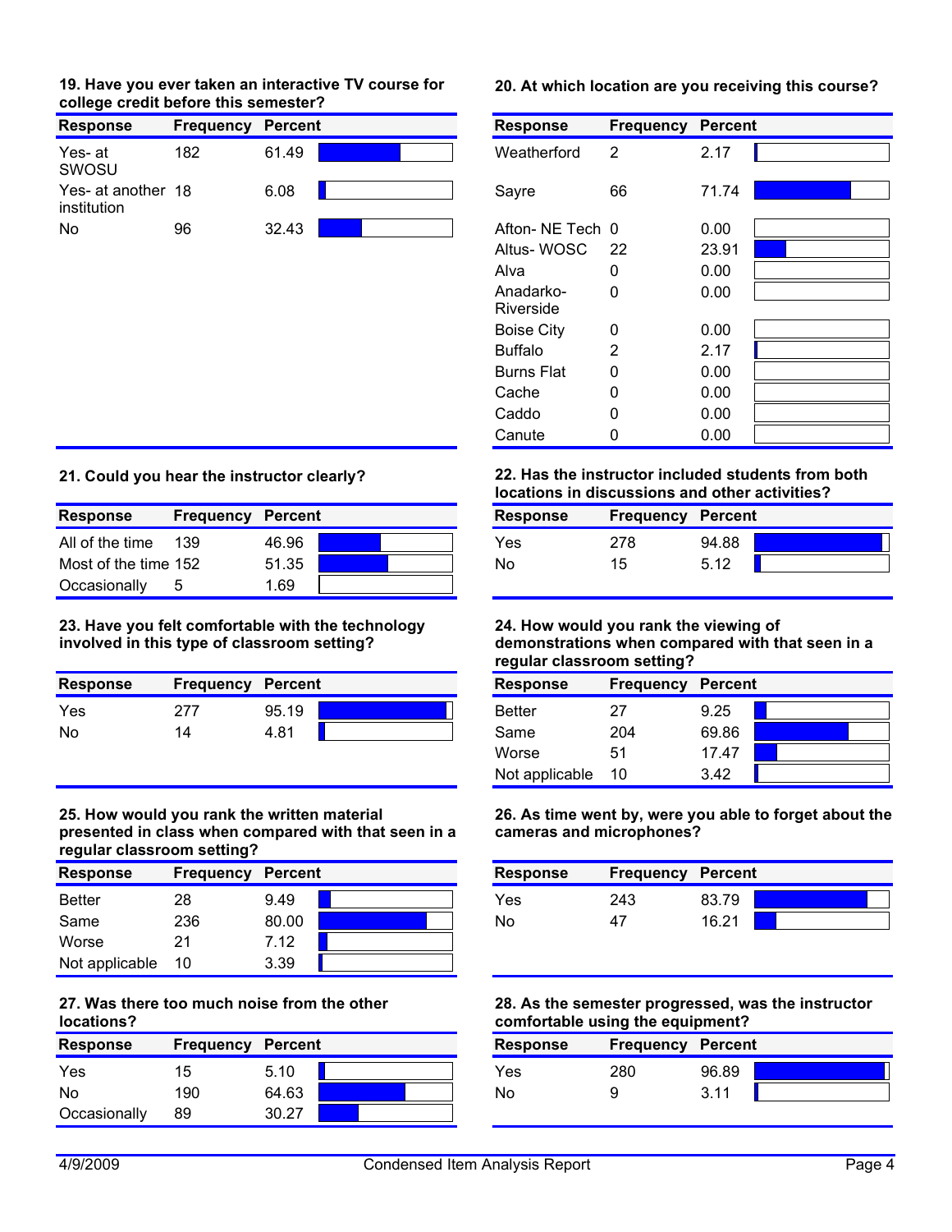**19. Have you ever taken an interactive TV course for college credit before this semester?**

| Response | Frequency | Percent |
|---|---|---|
| Yes- at SWOSU | 182 | 61.49 |
| Yes- at another institution | 18 | 6.08 |
| No | 96 | 32.43 |

**20. At which location are you receiving this course?**

| Response | Frequency | Percent |
|---|---|---|
| Weatherford | 2 | 2.17 |
| Sayre | 66 | 71.74 |
| Afton- NE Tech | 0 | 0.00 |
| Altus- WOSC | 22 | 23.91 |
| Alva | 0 | 0.00 |
| Anadarko- Riverside | 0 | 0.00 |
| Boise City | 0 | 0.00 |
| Buffalo | 2 | 2.17 |
| Burns Flat | 0 | 0.00 |
| Cache | 0 | 0.00 |
| Caddo | 0 | 0.00 |
| Canute | 0 | 0.00 |

**21. Could you hear the instructor clearly?**

| Response | Frequency | Percent |
|---|---|---|
| All of the time | 139 | 46.96 |
| Most of the time | 152 | 51.35 |
| Occasionally | 5 | 1.69 |

**22. Has the instructor included students from both locations in discussions and other activities?**

| Response | Frequency | Percent |
|---|---|---|
| Yes | 278 | 94.88 |
| No | 15 | 5.12 |

**23. Have you felt comfortable with the technology involved in this type of classroom setting?**

| Response | Frequency | Percent |
|---|---|---|
| Yes | 277 | 95.19 |
| No | 14 | 4.81 |

**24. How would you rank the viewing of demonstrations when compared with that seen in a regular classroom setting?**

| Response | Frequency | Percent |
|---|---|---|
| Better | 27 | 9.25 |
| Same | 204 | 69.86 |
| Worse | 51 | 17.47 |
| Not applicable | 10 | 3.42 |

**25. How would you rank the written material presented in class when compared with that seen in a regular classroom setting?**

| Response | Frequency | Percent |
|---|---|---|
| Better | 28 | 9.49 |
| Same | 236 | 80.00 |
| Worse | 21 | 7.12 |
| Not applicable | 10 | 3.39 |

**26. As time went by, were you able to forget about the cameras and microphones?**

| Response | Frequency | Percent |
|---|---|---|
| Yes | 243 | 83.79 |
| No | 47 | 16.21 |

**27. Was there too much noise from the other locations?**

| Response | Frequency | Percent |
|---|---|---|
| Yes | 15 | 5.10 |
| No | 190 | 64.63 |
| Occasionally | 89 | 30.27 |

**28. As the semester progressed, was the instructor comfortable using the equipment?**

| Response | Frequency | Percent |
|---|---|---|
| Yes | 280 | 96.89 |
| No | 9 | 3.11 |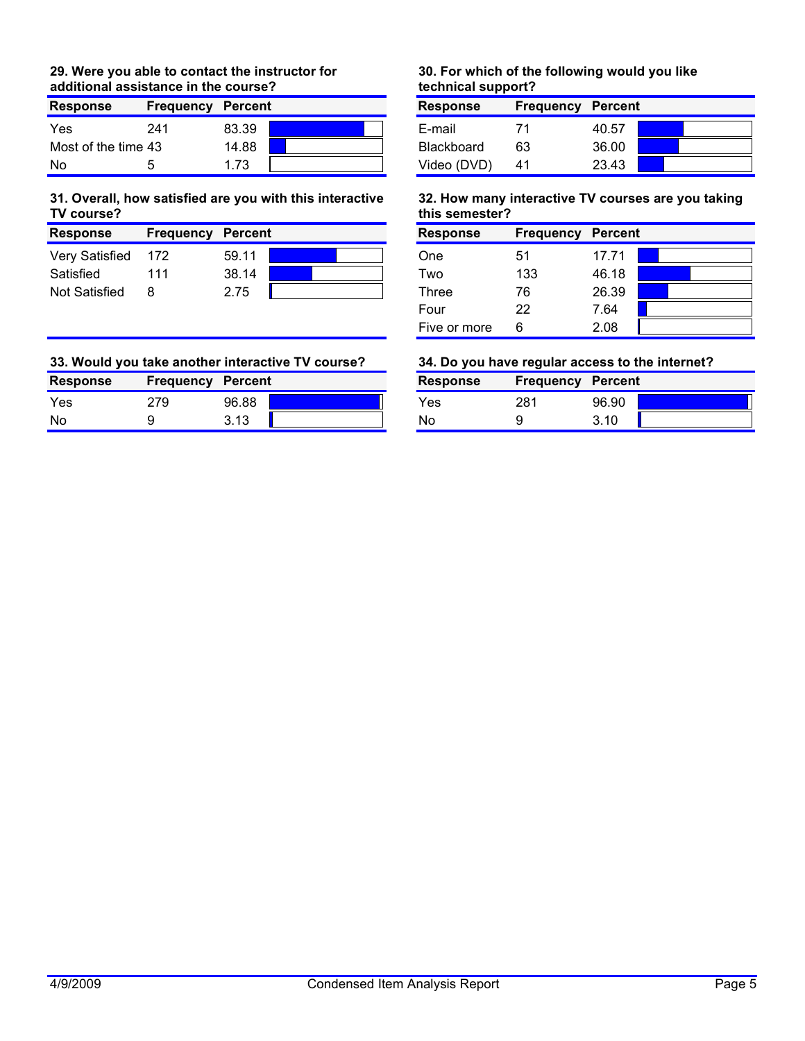**29. Were you able to contact the instructor for additional assistance in the course?**

| Response | Frequency | Percent |
|---|---|---|
| Yes | 241 | 83.39 |
| Most of the time | 43 | 14.88 |
| No | 5 | 1.73 |

**30. For which of the following would you like technical support?**

| Response | Frequency | Percent |
|---|---|---|
| E-mail | 71 | 40.57 |
| Blackboard | 63 | 36.00 |
| Video (DVD) | 41 | 23.43 |

**31. Overall, how satisfied are you with this interactive TV course?**

| Response | Frequency | Percent |
|---|---|---|
| Very Satisfied | 172 | 59.11 |
| Satisfied | 111 | 38.14 |
| Not Satisfied | 8 | 2.75 |

**32. How many interactive TV courses are you taking this semester?**

| Response | Frequency | Percent |
|---|---|---|
| One | 51 | 17.71 |
| Two | 133 | 46.18 |
| Three | 76 | 26.39 |
| Four | 22 | 7.64 |
| Five or more | 6 | 2.08 |

**33. Would you take another interactive TV course?**

| Response | Frequency | Percent |
|---|---|---|
| Yes | 279 | 96.88 |
| No | 9 | 3.13 |

**34. Do you have regular access to the internet?**

| Response | Frequency | Percent |
|---|---|---|
| Yes | 281 | 96.90 |
| No | 9 | 3.10 |